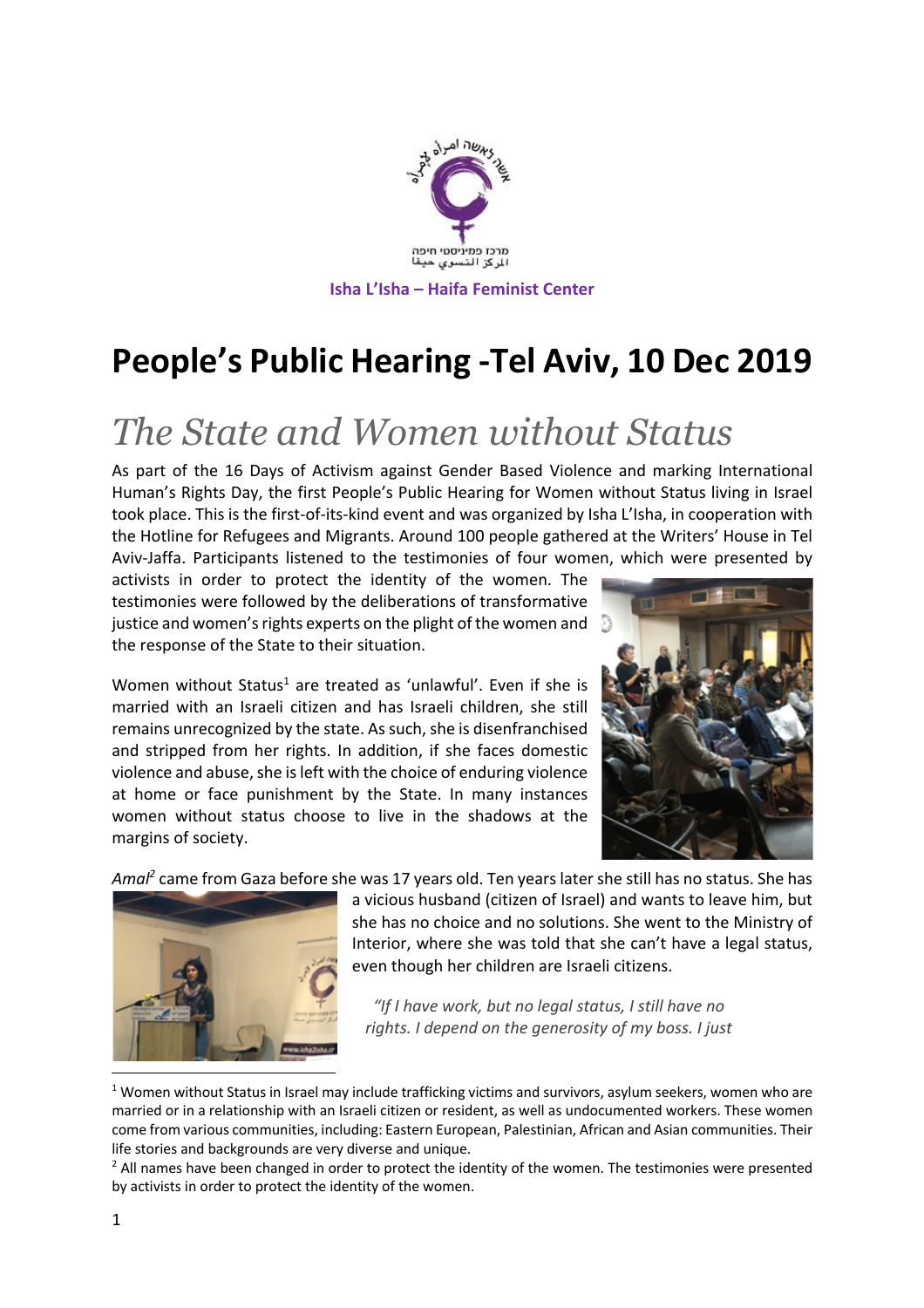Isha L'Isha – Haifa Feminist Center

# People's Public Hearing -Tel Aviv, 10 Dec 2019

## *The State and Women without Status*

As part of the 16 Days of Activism against Gender Based Violence and marking International Human's Rights Day, the first People's Public Hearing for Women without Status living in Israel took place. This is the first-of-its-kind event and was organized by Isha L'Isha, in cooperation with the Hotline for Refugees and Migrants. Around 100 people gathered at the Writers' House in Tel Aviv-Jaffa. Participants listened to the testimonies of four women, which were presented by activists in order to protect the identity of the women. The testimonies were followed by the deliberations of transformative justice and women's rights experts on the plight of the women and the response of the State to their situation.

Women without Status[1] are treated as 'unlawful'. Even if she is married with an Israeli citizen and has Israeli children, she still remains unrecognized by the state. As such, she is disenfranchised and stripped from her rights. In addition, if she faces domestic violence and abuse, she is left with the choice of enduring violence at home or face punishment by the State. In many instances women without status choose to live in the shadows at the margins of society.

*Amal*[2] came from Gaza before she was 17 years old. Ten years later she still has no status. She has a vicious husband (citizen of Israel) and wants to leave him, but she has no choice and no solutions. She went to the Ministry of Interior, where she was told that she can't have a legal status, even though her children are Israeli citizens.

> *"If I have work, but no legal status, I still have no rights. I depend on the generosity of my boss. I just*

---

[1] Women without Status in Israel may include trafficking victims and survivors, asylum seekers, women who are married or in a relationship with an Israeli citizen or resident, as well as undocumented workers. These women come from various communities, including: Eastern European, Palestinian, African and Asian communities. Their life stories and backgrounds are very diverse and unique.

[2] All names have been changed in order to protect the identity of the women. The testimonies were presented by activists in order to protect the identity of the women.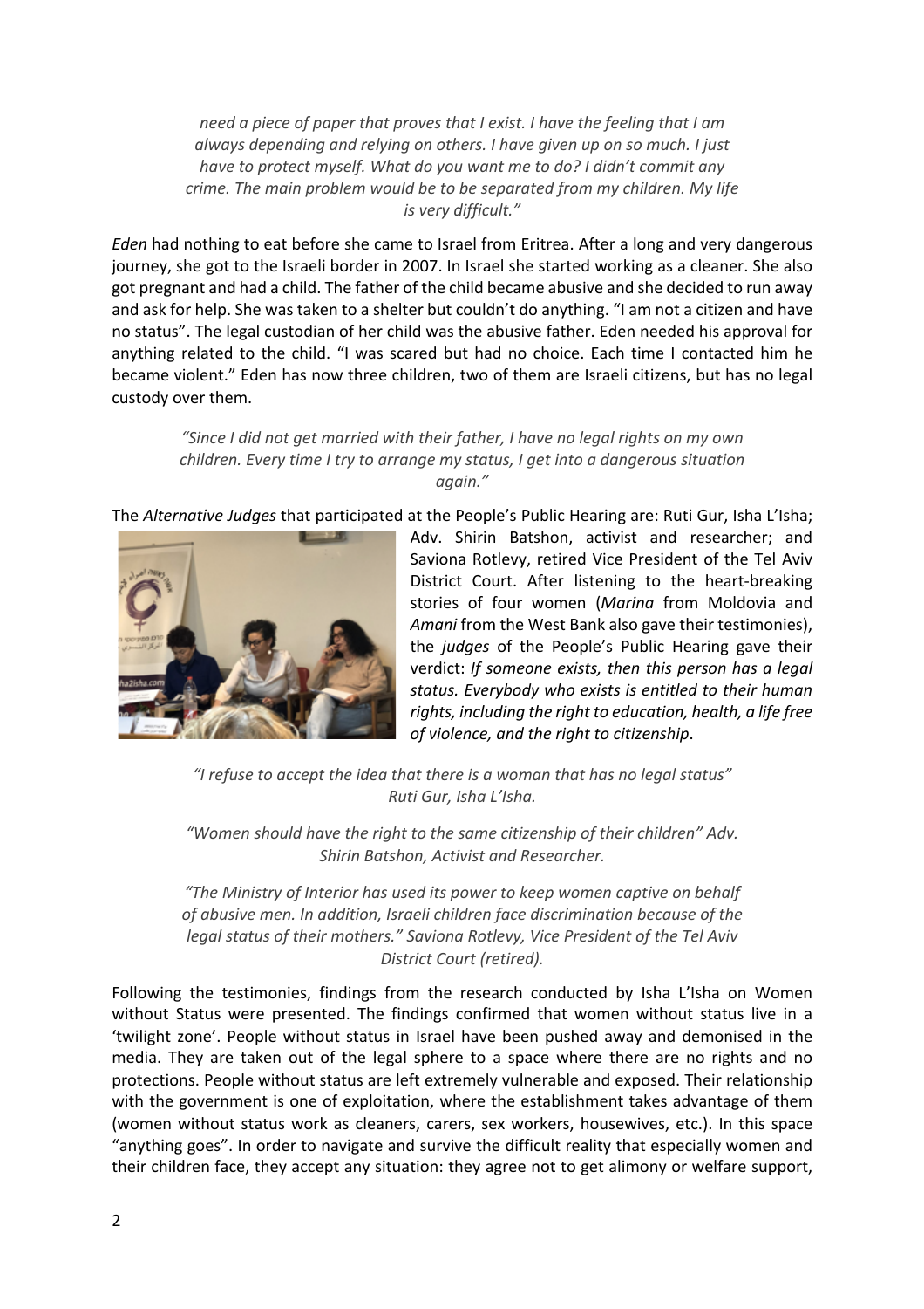*need a piece of paper that proves that I exist. I have the feeling that I am always depending and relying on others. I have given up on so much. I just have to protect myself. What do you want me to do? I didn't commit any crime. The main problem would be to be separated from my children. My life is very difficult."*

*Eden* had nothing to eat before she came to Israel from Eritrea. After a long and very dangerous journey, she got to the Israeli border in 2007. In Israel she started working as a cleaner. She also got pregnant and had a child. The father of the child became abusive and she decided to run away and ask for help. She was taken to a shelter but couldn't do anything. "I am not a citizen and have no status". The legal custodian of her child was the abusive father. Eden needed his approval for anything related to the child. "I was scared but had no choice. Each time I contacted him he became violent." Eden has now three children, two of them are Israeli citizens, but has no legal custody over them.

*"Since I did not get married with their father, I have no legal rights on my own children. Every time I try to arrange my status, I get into a dangerous situation again."*

The *Alternative Judges* that participated at the People's Public Hearing are: Ruti Gur, Isha L'Isha; Adv. Shirin Batshon, activist and researcher; and Saviona Rotlevy, retired Vice President of the Tel Aviv District Court. After listening to the heart-breaking stories of four women (*Marina* from Moldovia and *Amani* from the West Bank also gave their testimonies), the *judges* of the People's Public Hearing gave their verdict: *If someone exists, then this person has a legal status. Everybody who exists is entitled to their human rights, including the right to education, health, a life free of violence, and the right to citizenship*.

*"I refuse to accept the idea that there is a woman that has no legal status" Ruti Gur, Isha L'Isha.*

*"Women should have the right to the same citizenship of their children" Adv. Shirin Batshon, Activist and Researcher.*

*"The Ministry of Interior has used its power to keep women captive on behalf of abusive men. In addition, Israeli children face discrimination because of the legal status of their mothers." Saviona Rotlevy, Vice President of the Tel Aviv District Court (retired).*

Following the testimonies, findings from the research conducted by Isha L'Isha on Women without Status were presented. The findings confirmed that women without status live in a 'twilight zone'. People without status in Israel have been pushed away and demonised in the media. They are taken out of the legal sphere to a space where there are no rights and no protections. People without status are left extremely vulnerable and exposed. Their relationship with the government is one of exploitation, where the establishment takes advantage of them (women without status work as cleaners, carers, sex workers, housewives, etc.). In this space "anything goes". In order to navigate and survive the difficult reality that especially women and their children face, they accept any situation: they agree not to get alimony or welfare support,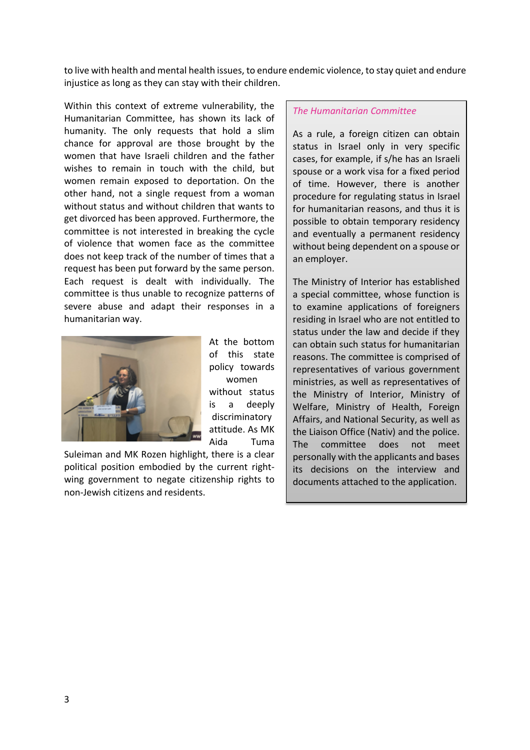to live with health and mental health issues, to endure endemic violence, to stay quiet and endure injustice as long as they can stay with their children.

Within this context of extreme vulnerability, the Humanitarian Committee, has shown its lack of humanity. The only requests that hold a slim chance for approval are those brought by the women that have Israeli children and the father wishes to remain in touch with the child, but women remain exposed to deportation. On the other hand, not a single request from a woman without status and without children that wants to get divorced has been approved. Furthermore, the committee is not interested in breaking the cycle of violence that women face as the committee does not keep track of the number of times that a request has been put forward by the same person. Each request is dealt with individually. The committee is thus unable to recognize patterns of severe abuse and adapt their responses in a humanitarian way.

At the bottom of this state policy towards women without status is a deeply discriminatory attitude. As MK Aida Tuma Suleiman and MK Rozen highlight, there is a clear political position embodied by the current right-wing government to negate citizenship rights to non-Jewish citizens and residents.

*The Humanitarian Committee*

As a rule, a foreign citizen can obtain status in Israel only in very specific cases, for example, if s/he has an Israeli spouse or a work visa for a fixed period of time. However, there is another procedure for regulating status in Israel for humanitarian reasons, and thus it is possible to obtain temporary residency and eventually a permanent residency without being dependent on a spouse or an employer.

The Ministry of Interior has established a special committee, whose function is to examine applications of foreigners residing in Israel who are not entitled to status under the law and decide if they can obtain such status for humanitarian reasons. The committee is comprised of representatives of various government ministries, as well as representatives of the Ministry of Interior, Ministry of Welfare, Ministry of Health, Foreign Affairs, and National Security, as well as the Liaison Office (Nativ) and the police. The committee does not meet personally with the applicants and bases its decisions on the interview and documents attached to the application.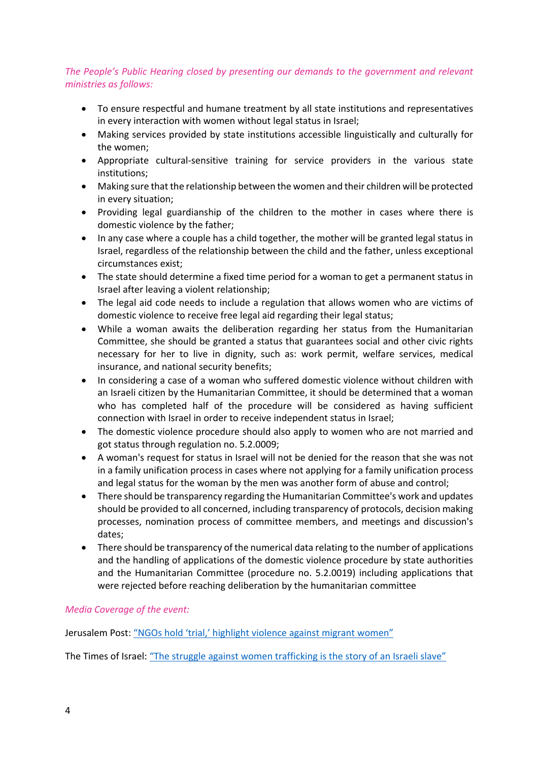*The People's Public Hearing closed by presenting our demands to the government and relevant ministries as follows:*

- To ensure respectful and humane treatment by all state institutions and representatives in every interaction with women without legal status in Israel;
- Making services provided by state institutions accessible linguistically and culturally for the women;
- Appropriate cultural-sensitive training for service providers in the various state institutions;
- Making sure that the relationship between the women and their children will be protected in every situation;
- Providing legal guardianship of the children to the mother in cases where there is domestic violence by the father;
- In any case where a couple has a child together, the mother will be granted legal status in Israel, regardless of the relationship between the child and the father, unless exceptional circumstances exist;
- The state should determine a fixed time period for a woman to get a permanent status in Israel after leaving a violent relationship;
- The legal aid code needs to include a regulation that allows women who are victims of domestic violence to receive free legal aid regarding their legal status;
- While a woman awaits the deliberation regarding her status from the Humanitarian Committee, she should be granted a status that guarantees social and other civic rights necessary for her to live in dignity, such as: work permit, welfare services, medical insurance, and national security benefits;
- In considering a case of a woman who suffered domestic violence without children with an Israeli citizen by the Humanitarian Committee, it should be determined that a woman who has completed half of the procedure will be considered as having sufficient connection with Israel in order to receive independent status in Israel;
- The domestic violence procedure should also apply to women who are not married and got status through regulation no. 5.2.0009;
- A woman's request for status in Israel will not be denied for the reason that she was not in a family unification process in cases where not applying for a family unification process and legal status for the woman by the men was another form of abuse and control;
- There should be transparency regarding the Humanitarian Committee's work and updates should be provided to all concerned, including transparency of protocols, decision making processes, nomination process of committee members, and meetings and discussion's dates;
- There should be transparency of the numerical data relating to the number of applications and the handling of applications of the domestic violence procedure by state authorities and the Humanitarian Committee (procedure no. 5.2.0019) including applications that were rejected before reaching deliberation by the humanitarian committee

*Media Coverage of the event:*

Jerusalem Post: "NGOs hold 'trial,' highlight violence against migrant women"

The Times of Israel: "The struggle against women trafficking is the story of an Israeli slave"